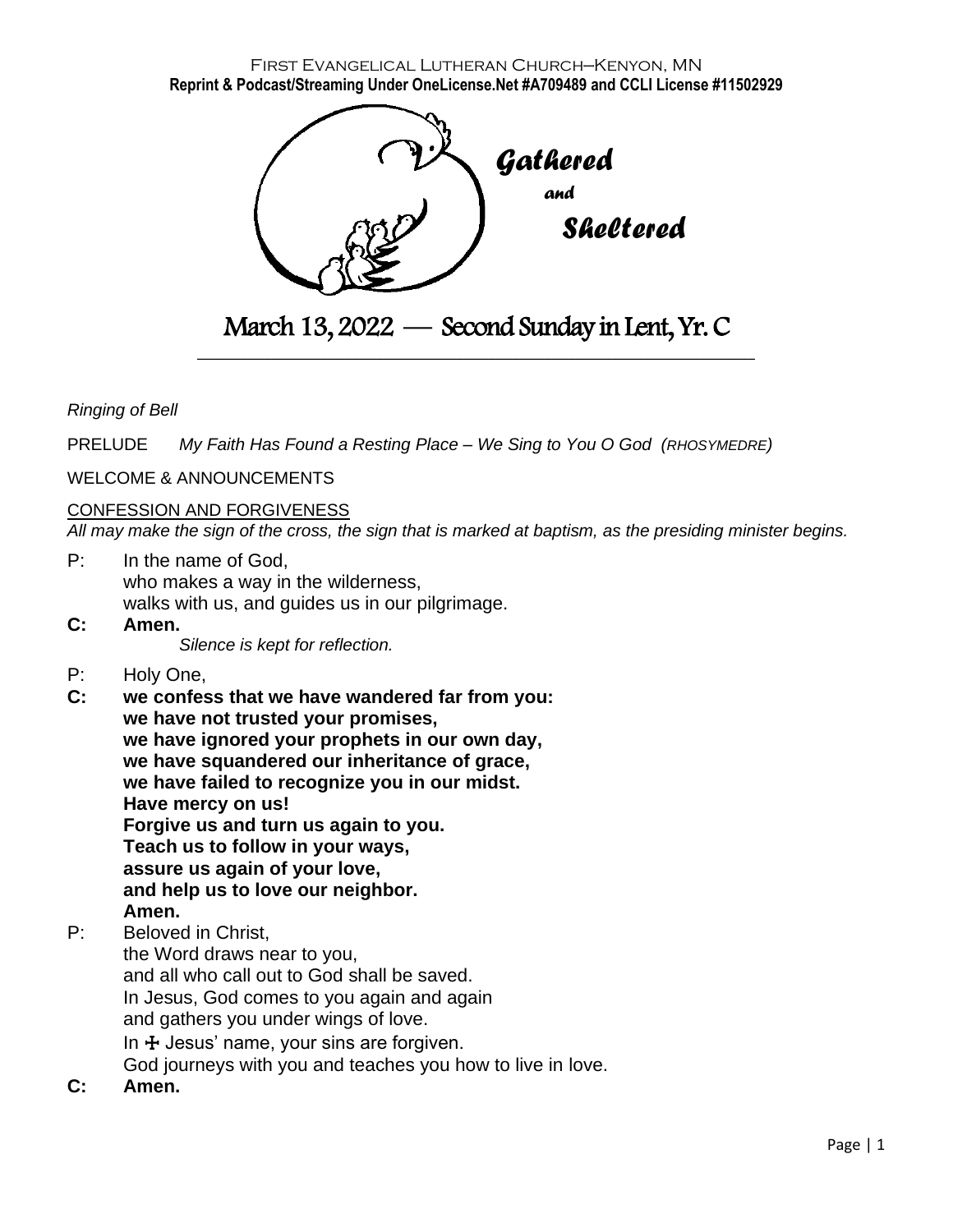First Evangelical Lutheran Church–Kenyon, MN
**Reprint & Podcast/Streaming Under OneLicense.Net #A709489 and CCLI License #11502929**

# *Gathered and Sheltered*

## March 13, 2022 — Second Sunday in Lent, Yr. C

*Ringing of Bell*

PRELUDE *My Faith Has Found a Resting Place – We Sing to You O God (RHOSYMEDRE)*

WELCOME & ANNOUNCEMENTS

CONFESSION AND FORGIVENESS
*All may make the sign of the cross, the sign that is marked at baptism, as the presiding minister begins.*

P: In the name of God,
who makes a way in the wilderness,
walks with us, and guides us in our pilgrimage.

**C: Amen.**

*Silence is kept for reflection.*

P: Holy One,

**C: we confess that we have wandered far from you:
we have not trusted your promises,
we have ignored your prophets in our own day,
we have squandered our inheritance of grace,
we have failed to recognize you in our midst.
Have mercy on us!
Forgive us and turn us again to you.
Teach us to follow in your ways,
assure us again of your love,
and help us to love our neighbor.
Amen.**

P: Beloved in Christ,
the Word draws near to you,
and all who call out to God shall be saved.
In Jesus, God comes to you again and again
and gathers you under wings of love.
In ☩ Jesus' name, your sins are forgiven.
God journeys with you and teaches you how to live in love.

**C: Amen.**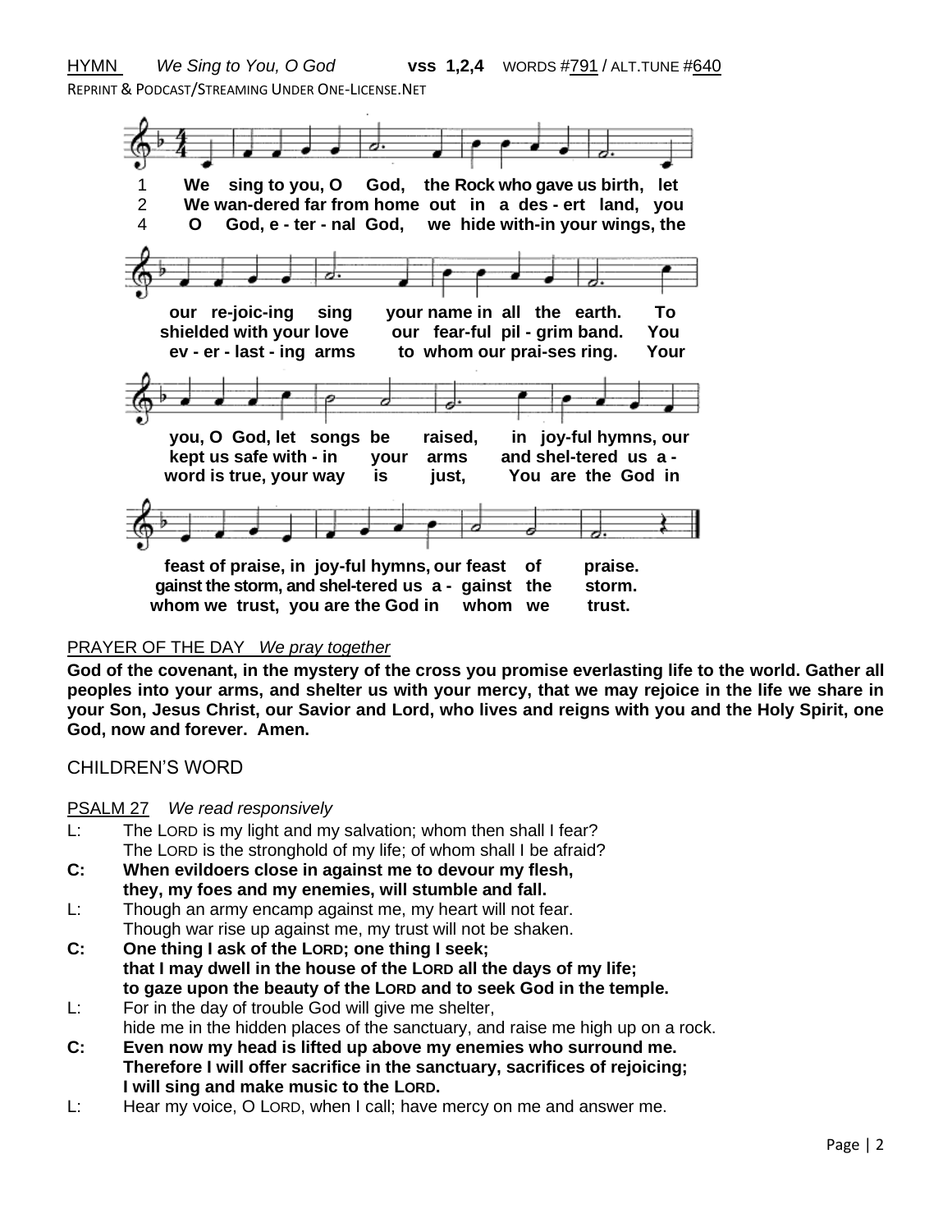HYMN *We Sing to You, O God* **vss 1,2,4** WORDS #791 / ALT.TUNE #640

REPRINT & PODCAST/STREAMING UNDER ONE-LICENSE.NET

1 We sing to you, O God, the Rock who gave us birth, let our re-joic-ing sing your name in all the earth. To you, O God, let songs be raised, in joy-ful hymns, our feast of praise, in joy-ful hymns, our feast of praise.

2 We wan-dered far from home out in a des-ert land, you shielded with your love our fear-ful pil-grim band. You kept us safe with-in your arms and shel-tered us a-gainst the storm, and shel-tered us a-gainst the storm.

4 O God, e-ter-nal God, we hide with-in your wings, the ev-er-last-ing arms to whom our prai-ses ring. Your word is true, your way is just, You are the God in whom we trust, you are the God in whom we trust.

PRAYER OF THE DAY *We pray together*

**God of the covenant, in the mystery of the cross you promise everlasting life to the world. Gather all peoples into your arms, and shelter us with your mercy, that we may rejoice in the life we share in your Son, Jesus Christ, our Savior and Lord, who lives and reigns with you and the Holy Spirit, one God, now and forever. Amen.**

CHILDREN'S WORD

PSALM 27 *We read responsively*

L: The LORD is my light and my salvation; whom then shall I fear?
The LORD is the stronghold of my life; of whom shall I be afraid?

**C: When evildoers close in against me to devour my flesh,
they, my foes and my enemies, will stumble and fall.**

L: Though an army encamp against me, my heart will not fear.
Though war rise up against me, my trust will not be shaken.

**C: One thing I ask of the LORD; one thing I seek;
that I may dwell in the house of the LORD all the days of my life;
to gaze upon the beauty of the LORD and to seek God in the temple.**

L: For in the day of trouble God will give me shelter,
hide me in the hidden places of the sanctuary, and raise me high up on a rock.

**C: Even now my head is lifted up above my enemies who surround me.
Therefore I will offer sacrifice in the sanctuary, sacrifices of rejoicing;
I will sing and make music to the LORD.**

L: Hear my voice, O LORD, when I call; have mercy on me and answer me.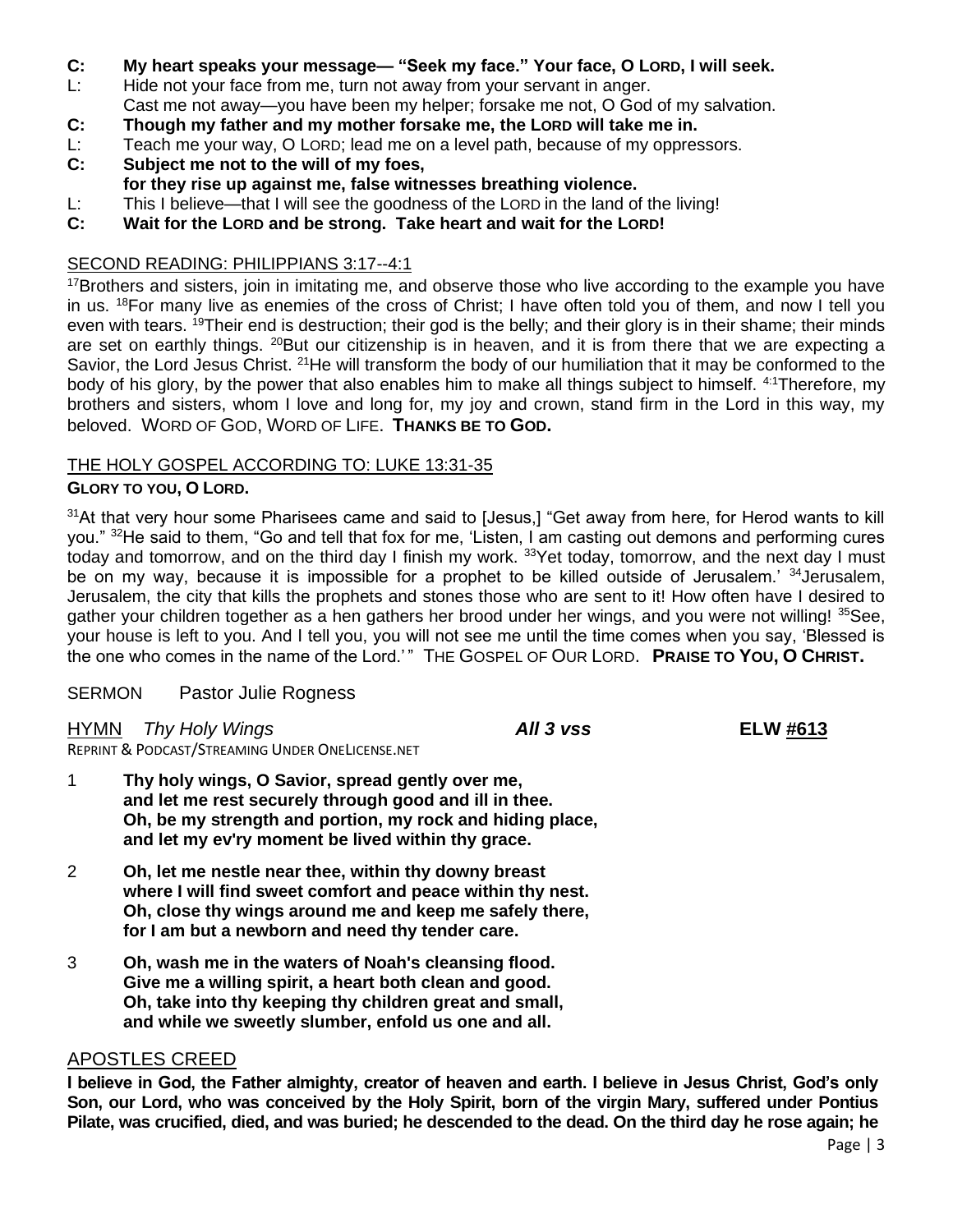**C: My heart speaks your message— "Seek my face." Your face, O LORD, I will seek.**

L: Hide not your face from me, turn not away from your servant in anger.
Cast me not away—you have been my helper; forsake me not, O God of my salvation.

**C: Though my father and my mother forsake me, the LORD will take me in.**

L: Teach me your way, O LORD; lead me on a level path, because of my oppressors.

**C: Subject me not to the will of my foes,
for they rise up against me, false witnesses breathing violence.**

L: This I believe—that I will see the goodness of the LORD in the land of the living!

**C: Wait for the LORD and be strong. Take heart and wait for the LORD!**

## SECOND READING: PHILIPPIANS 3:17--4:1

[17]Brothers and sisters, join in imitating me, and observe those who live according to the example you have in us. [18]For many live as enemies of the cross of Christ; I have often told you of them, and now I tell you even with tears. [19]Their end is destruction; their god is the belly; and their glory is in their shame; their minds are set on earthly things. [20]But our citizenship is in heaven, and it is from there that we are expecting a Savior, the Lord Jesus Christ. [21]He will transform the body of our humiliation that it may be conformed to the body of his glory, by the power that also enables him to make all things subject to himself. [4:1]Therefore, my brothers and sisters, whom I love and long for, my joy and crown, stand firm in the Lord in this way, my beloved. WORD OF GOD, WORD OF LIFE. **THANKS BE TO GOD.**

## THE HOLY GOSPEL ACCORDING TO: LUKE 13:31-35

**GLORY TO YOU, O LORD.**

[31]At that very hour some Pharisees came and said to [Jesus,] "Get away from here, for Herod wants to kill you." [32]He said to them, "Go and tell that fox for me, 'Listen, I am casting out demons and performing cures today and tomorrow, and on the third day I finish my work. [33]Yet today, tomorrow, and the next day I must be on my way, because it is impossible for a prophet to be killed outside of Jerusalem.' [34]Jerusalem, Jerusalem, the city that kills the prophets and stones those who are sent to it! How often have I desired to gather your children together as a hen gathers her brood under her wings, and you were not willing! [35]See, your house is left to you. And I tell you, you will not see me until the time comes when you say, 'Blessed is the one who comes in the name of the Lord.'" THE GOSPEL OF OUR LORD. **PRAISE TO YOU, O CHRIST.**

SERMON Pastor Julie Rogness

HYMN *Thy Holy Wings* ***All 3 vss*** **ELW #613**

REPRINT & PODCAST/STREAMING UNDER ONELICENSE.NET

1 **Thy holy wings, O Savior, spread gently over me,
and let me rest securely through good and ill in thee.
Oh, be my strength and portion, my rock and hiding place,
and let my ev'ry moment be lived within thy grace.**

2 **Oh, let me nestle near thee, within thy downy breast
where I will find sweet comfort and peace within thy nest.
Oh, close thy wings around me and keep me safely there,
for I am but a newborn and need thy tender care.**

3 **Oh, wash me in the waters of Noah's cleansing flood.
Give me a willing spirit, a heart both clean and good.
Oh, take into thy keeping thy children great and small,
and while we sweetly slumber, enfold us one and all.**

## APOSTLES CREED

**I believe in God, the Father almighty, creator of heaven and earth. I believe in Jesus Christ, God's only Son, our Lord, who was conceived by the Holy Spirit, born of the virgin Mary, suffered under Pontius Pilate, was crucified, died, and was buried; he descended to the dead. On the third day he rose again; he**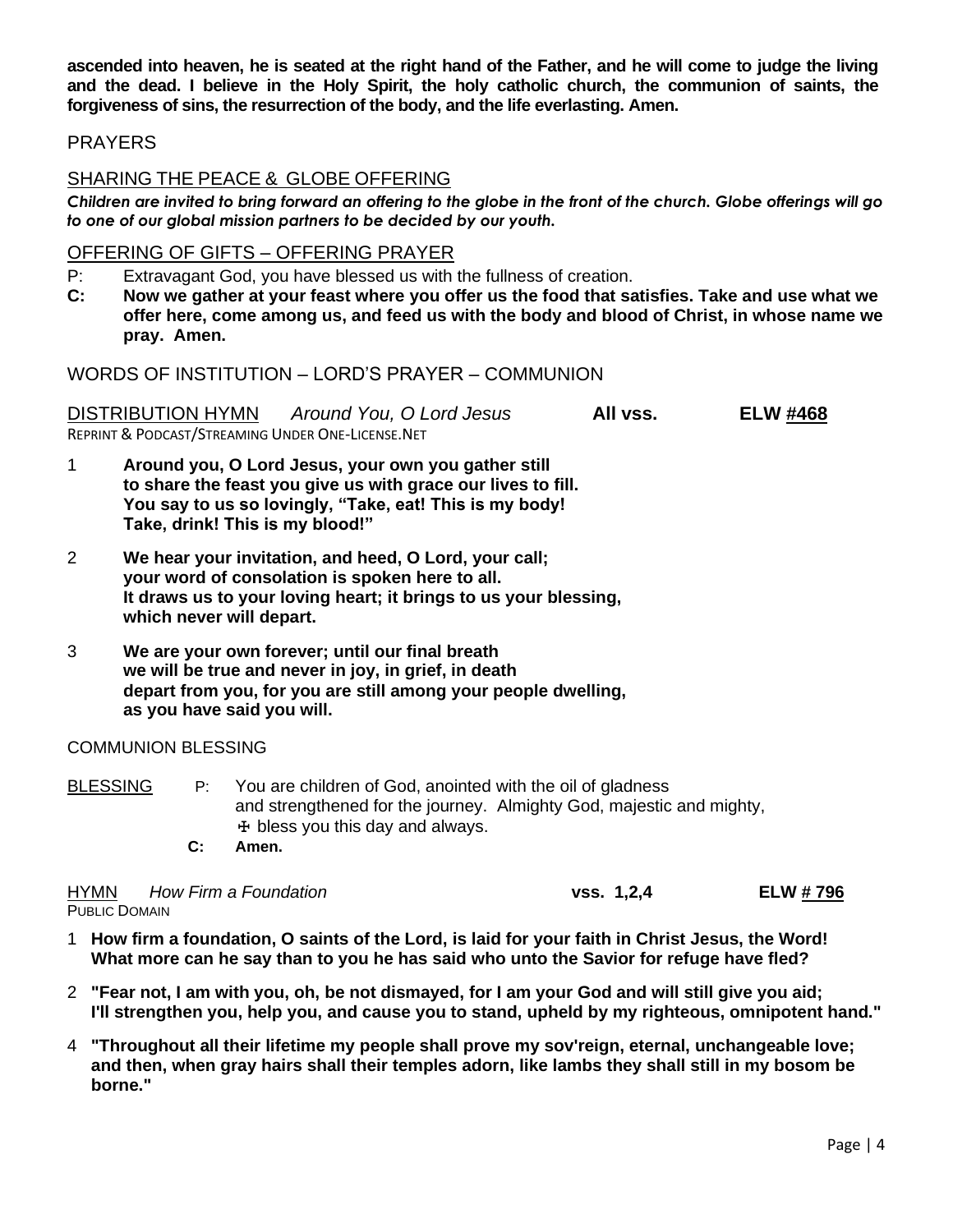**ascended into heaven, he is seated at the right hand of the Father, and he will come to judge the living and the dead. I believe in the Holy Spirit, the holy catholic church, the communion of saints, the forgiveness of sins, the resurrection of the body, and the life everlasting. Amen.**

## PRAYERS

## SHARING THE PEACE & GLOBE OFFERING

***Children are invited to bring forward an offering to the globe in the front of the church. Globe offerings will go to one of our global mission partners to be decided by our youth.***

## OFFERING OF GIFTS – OFFERING PRAYER

P: Extravagant God, you have blessed us with the fullness of creation.

**C: Now we gather at your feast where you offer us the food that satisfies. Take and use what we offer here, come among us, and feed us with the body and blood of Christ, in whose name we pray. Amen.**

## WORDS OF INSTITUTION – LORD'S PRAYER – COMMUNION

## DISTRIBUTION HYMN *Around You, O Lord Jesus* **All vss.** **ELW #468**

REPRINT & PODCAST/STREAMING UNDER ONE-LICENSE.NET

1 **Around you, O Lord Jesus, your own you gather still
to share the feast you give us with grace our lives to fill.
You say to us so lovingly, "Take, eat! This is my body!
Take, drink! This is my blood!"**

2 **We hear your invitation, and heed, O Lord, your call;
your word of consolation is spoken here to all.
It draws us to your loving heart; it brings to us your blessing,
which never will depart.**

3 **We are your own forever; until our final breath
we will be true and never in joy, in grief, in death
depart from you, for you are still among your people dwelling,
as you have said you will.**

## COMMUNION BLESSING

## BLESSING

P: You are children of God, anointed with the oil of gladness
and strengthened for the journey. Almighty God, majestic and mighty,
☩ bless you this day and always.

**C: Amen.**

## HYMN *How Firm a Foundation* **vss. 1,2,4** **ELW # 796**

PUBLIC DOMAIN

1 **How firm a foundation, O saints of the Lord, is laid for your faith in Christ Jesus, the Word!
What more can he say than to you he has said who unto the Savior for refuge have fled?**

2 **"Fear not, I am with you, oh, be not dismayed, for I am your God and will still give you aid;
I'll strengthen you, help you, and cause you to stand, upheld by my righteous, omnipotent hand."**

4 **"Throughout all their lifetime my people shall prove my sov'reign, eternal, unchangeable love;
and then, when gray hairs shall their temples adorn, like lambs they shall still in my bosom be borne."**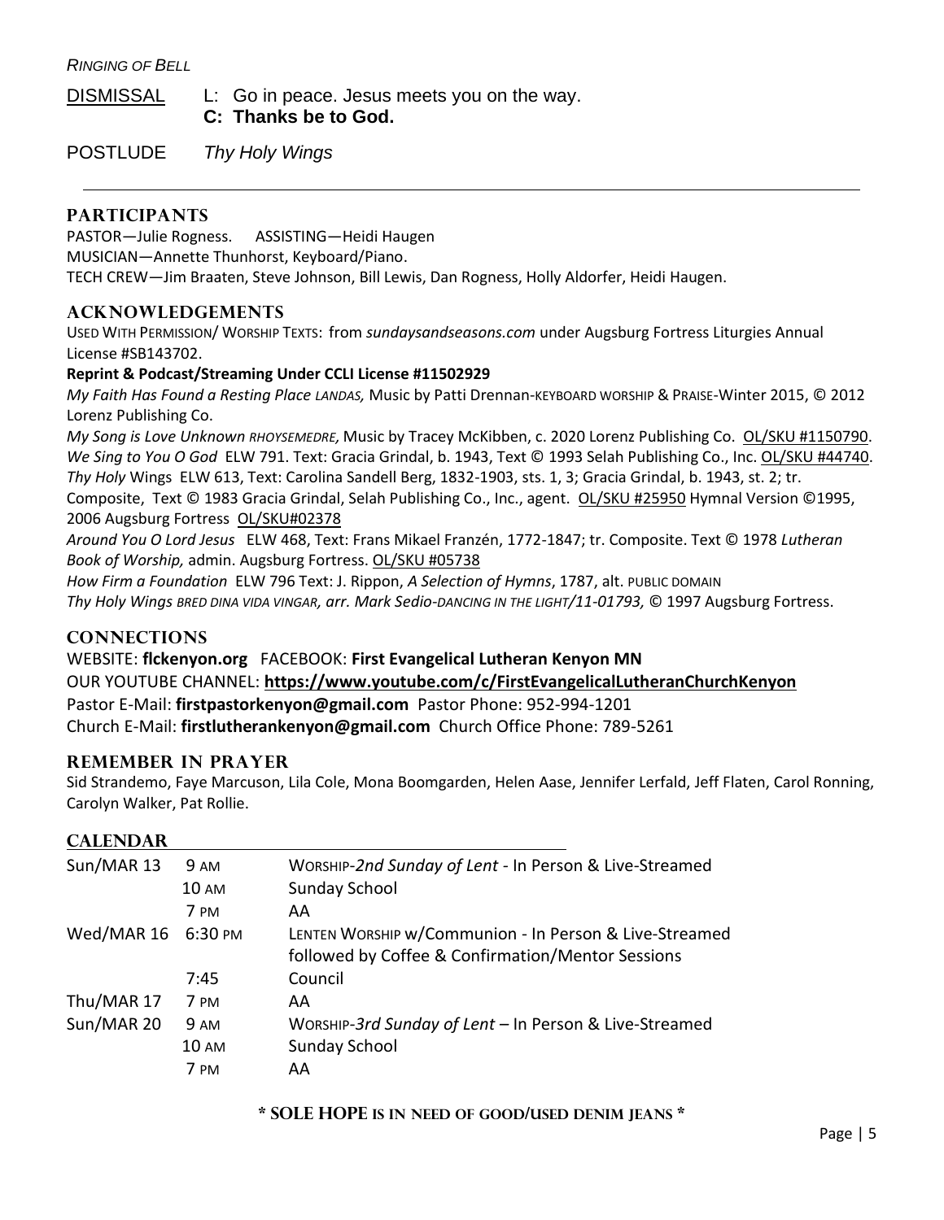*RINGING OF BELL*

DISMISSAL L: Go in peace. Jesus meets you on the way.
**C: Thanks be to God.**

POSTLUDE *Thy Holy Wings*

---

## PARTICIPANTS

PASTOR—Julie Rogness. ASSISTING—Heidi Haugen
MUSICIAN—Annette Thunhorst, Keyboard/Piano.
TECH CREW—Jim Braaten, Steve Johnson, Bill Lewis, Dan Rogness, Holly Aldorfer, Heidi Haugen.

## ACKNOWLEDGEMENTS

USED WITH PERMISSION/ WORSHIP TEXTS: from *sundaysandseasons.com* under Augsburg Fortress Liturgies Annual License #SB143702.

**Reprint & Podcast/Streaming Under CCLI License #11502929**

*My Faith Has Found a Resting Place LANDAS,* Music by Patti Drennan-KEYBOARD WORSHIP & PRAISE-Winter 2015, © 2012 Lorenz Publishing Co.

*My Song is Love Unknown RHOYSEMEDRE,* Music by Tracey McKibben, c. 2020 Lorenz Publishing Co. OL/SKU #1150790.

*We Sing to You O God* ELW 791. Text: Gracia Grindal, b. 1943, Text © 1993 Selah Publishing Co., Inc. OL/SKU #44740.

*Thy Holy* Wings ELW 613, Text: Carolina Sandell Berg, 1832-1903, sts. 1, 3; Gracia Grindal, b. 1943, st. 2; tr. Composite, Text © 1983 Gracia Grindal, Selah Publishing Co., Inc., agent. OL/SKU #25950 Hymnal Version ©1995, 2006 Augsburg Fortress OL/SKU#02378

*Around You O Lord Jesus* ELW 468, Text: Frans Mikael Franzén, 1772-1847; tr. Composite. Text © 1978 *Lutheran Book of Worship,* admin. Augsburg Fortress. OL/SKU #05738

*How Firm a Foundation* ELW 796 Text: J. Rippon, *A Selection of Hymns*, 1787, alt. PUBLIC DOMAIN

*Thy Holy Wings BRED DINA VIDA VINGAR, arr. Mark Sedio-DANCING IN THE LIGHT/11-01793,* © 1997 Augsburg Fortress.

## CONNECTIONS

WEBSITE: **flckenyon.org** FACEBOOK: **First Evangelical Lutheran Kenyon MN**
OUR YOUTUBE CHANNEL: **https://www.youtube.com/c/FirstEvangelicalLutheranChurchKenyon**
Pastor E-Mail: **firstpastorkenyon@gmail.com** Pastor Phone: 952-994-1201
Church E-Mail: **firstlutherankenyon@gmail.com** Church Office Phone: 789-5261

## REMEMBER IN PRAYER

Sid Strandemo, Faye Marcuson, Lila Cole, Mona Boomgarden, Helen Aase, Jennifer Lerfald, Jeff Flaten, Carol Ronning, Carolyn Walker, Pat Rollie.

## CALENDAR

| | | |
|---|---|---|
| Sun/MAR 13 | 9 AM | WORSHIP-*2nd Sunday of Lent* - In Person & Live-Streamed |
| | 10 AM | Sunday School |
| | 7 PM | AA |
| Wed/MAR 16 | 6:30 PM | LENTEN WORSHIP w/Communion - In Person & Live-Streamed followed by Coffee & Confirmation/Mentor Sessions |
| | 7:45 | Council |
| Thu/MAR 17 | 7 PM | AA |
| Sun/MAR 20 | 9 AM | WORSHIP-*3rd Sunday of Lent* – In Person & Live-Streamed |
| | 10 AM | Sunday School |
| | 7 PM | AA |

**\* SOLE HOPE IS IN NEED OF GOOD/USED DENIM JEANS \***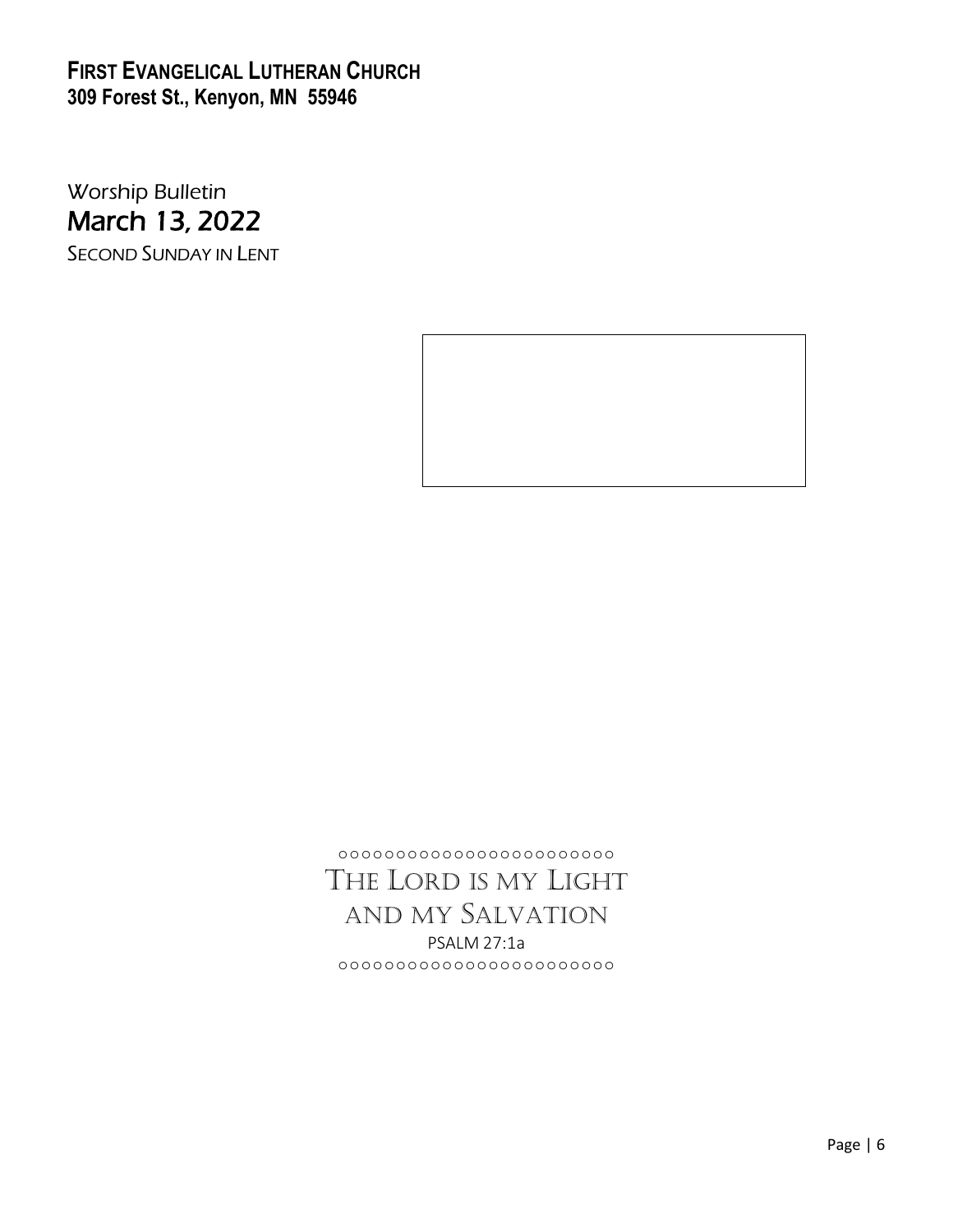**FIRST EVANGELICAL LUTHERAN CHURCH**
**309 Forest St., Kenyon, MN 55946**

Worship Bulletin

## March 13, 2022

SECOND SUNDAY IN LENT

○○○○○○○○○○○○○○○○○○○○○○○○

THE LORD IS MY LIGHT
AND MY SALVATION

PSALM 27:1a

○○○○○○○○○○○○○○○○○○○○○○○○